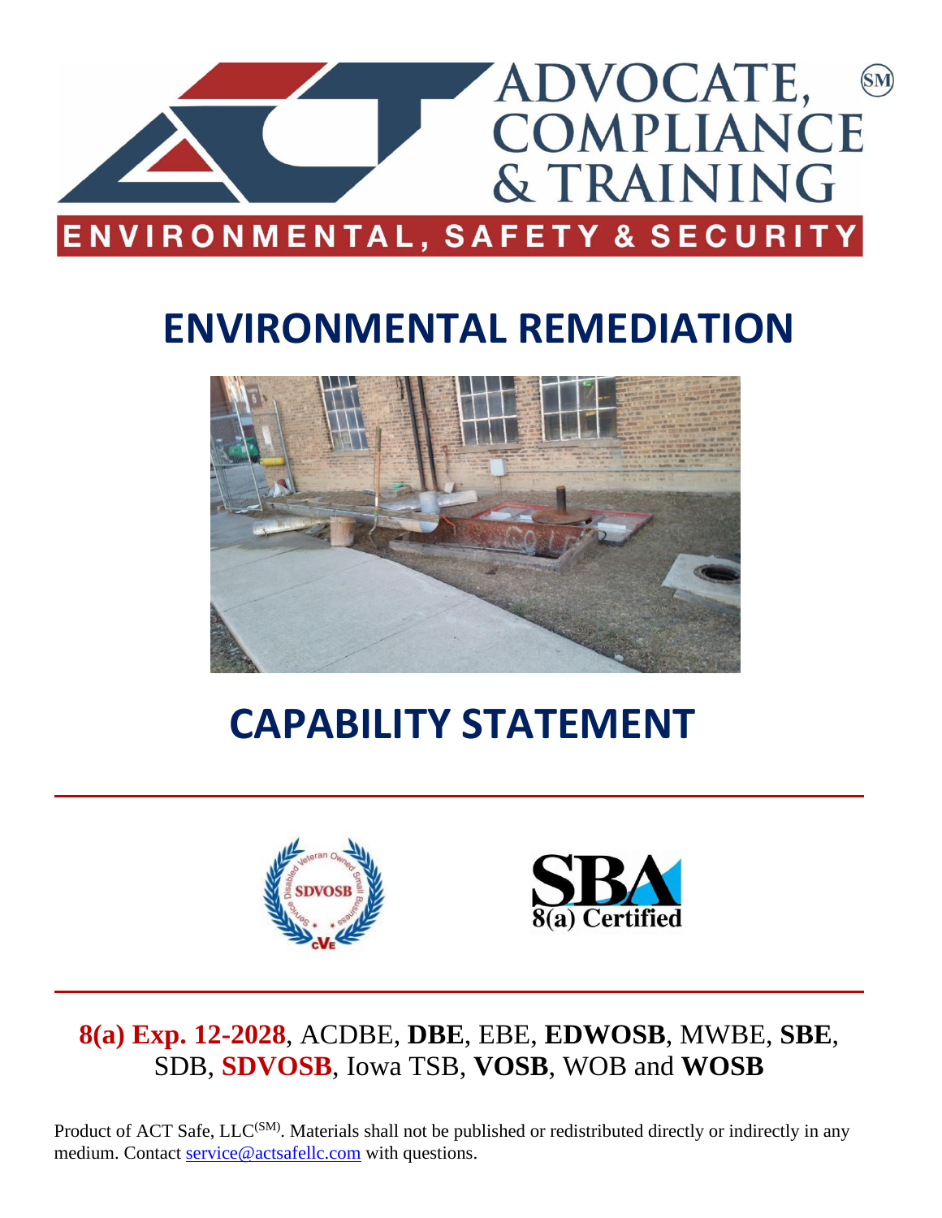ADVOCATE, COMPLIANCE & TRAINING (SM)

ENVIRONMENTAL, SAFETY & SECURITY

# ENVIRONMENTAL REMEDIATION

# CAPABILITY STATEMENT

SDVOSB

SBA 8(a) Certified

**8(a) Exp. 12-2028**, ACDBE, **DBE**, EBE, **EDWOSB**, MWBE, **SBE**, SDB, **SDVOSB**, Iowa TSB, **VOSB**, WOB and **WOSB**

Product of ACT Safe, LLC(SM). Materials shall not be published or redistributed directly or indirectly in any medium. Contact service@actsafellc.com with questions.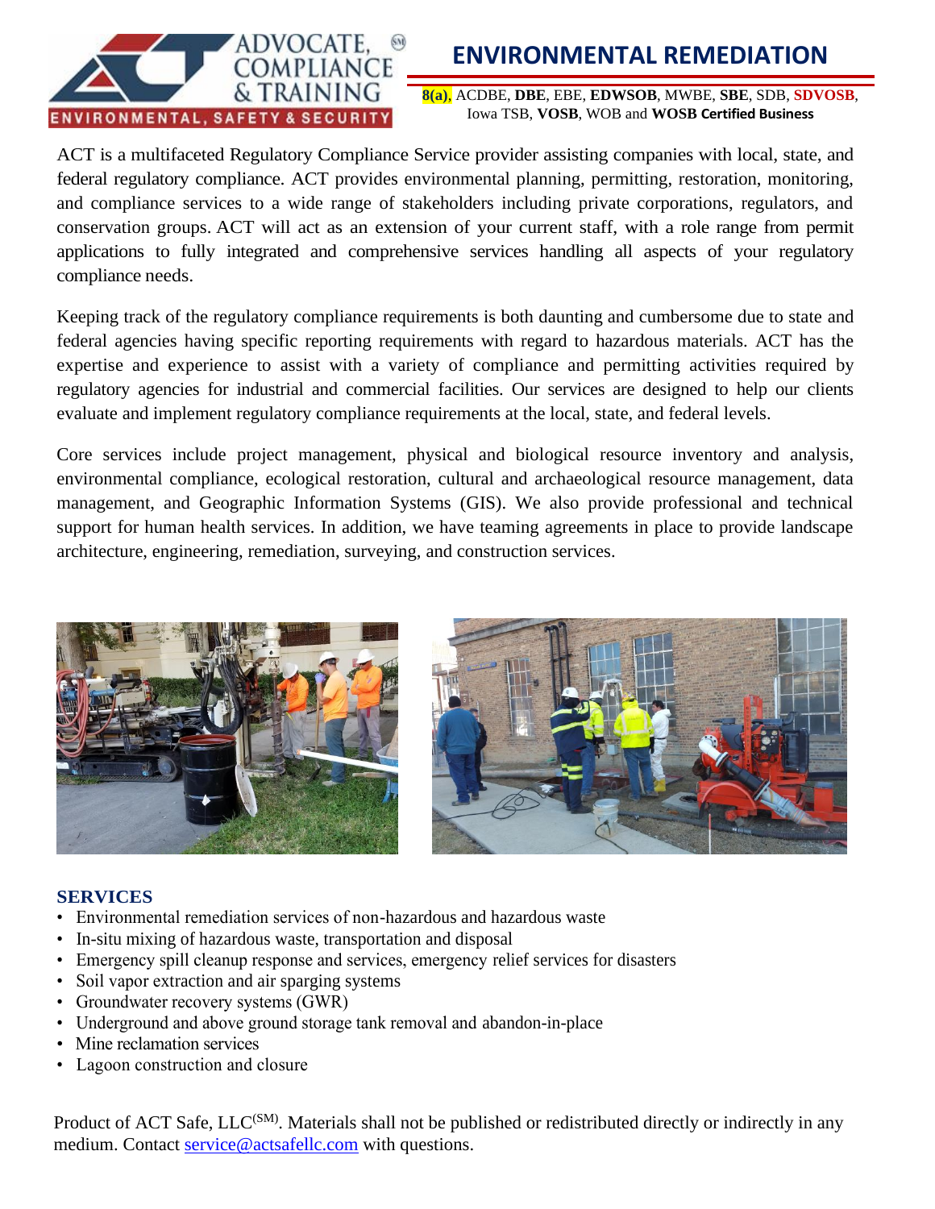# ENVIRONMENTAL REMEDIATION

**8(a)**, ACDBE, **DBE**, EBE, **EDWSOB**, MWBE, **SBE**, SDB, **SDVOSB**, Iowa TSB, **VOSB**, WOB and **WOSB Certified Business**

ACT is a multifaceted Regulatory Compliance Service provider assisting companies with local, state, and federal regulatory compliance. ACT provides environmental planning, permitting, restoration, monitoring, and compliance services to a wide range of stakeholders including private corporations, regulators, and conservation groups. ACT will act as an extension of your current staff, with a role range from permit applications to fully integrated and comprehensive services handling all aspects of your regulatory compliance needs.

Keeping track of the regulatory compliance requirements is both daunting and cumbersome due to state and federal agencies having specific reporting requirements with regard to hazardous materials. ACT has the expertise and experience to assist with a variety of compliance and permitting activities required by regulatory agencies for industrial and commercial facilities. Our services are designed to help our clients evaluate and implement regulatory compliance requirements at the local, state, and federal levels.

Core services include project management, physical and biological resource inventory and analysis, environmental compliance, ecological restoration, cultural and archaeological resource management, data management, and Geographic Information Systems (GIS). We also provide professional and technical support for human health services. In addition, we have teaming agreements in place to provide landscape architecture, engineering, remediation, surveying, and construction services.

## SERVICES

- Environmental remediation services of non-hazardous and hazardous waste
- In-situ mixing of hazardous waste, transportation and disposal
- Emergency spill cleanup response and services, emergency relief services for disasters
- Soil vapor extraction and air sparging systems
- Groundwater recovery systems (GWR)
- Underground and above ground storage tank removal and abandon-in-place
- Mine reclamation services
- Lagoon construction and closure

Product of ACT Safe, LLC(SM). Materials shall not be published or redistributed directly or indirectly in any medium. Contact service@actsafellc.com with questions.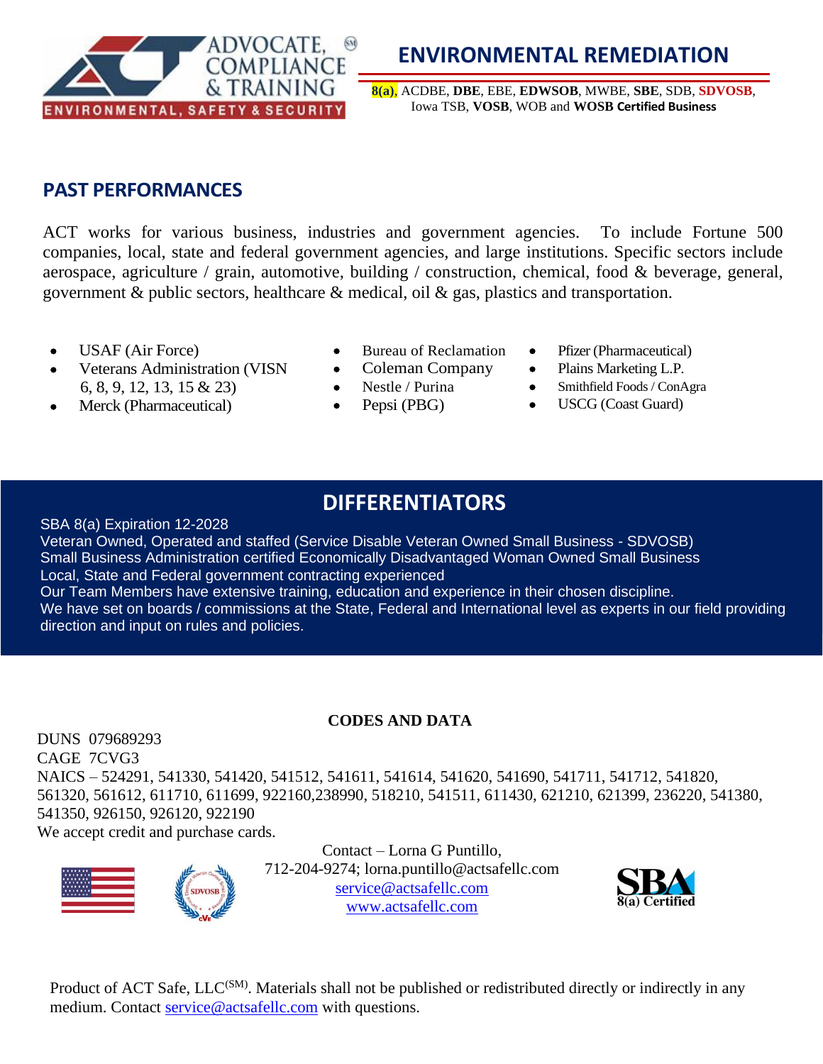ADVOCATE, COMPLIANCE & TRAINING

ENVIRONMENTAL, SAFETY & SECURITY

# ENVIRONMENTAL REMEDIATION

**8(a)**, ACDBE, **DBE**, EBE, **EDWSOB**, MWBE, **SBE**, SDB, **SDVOSB**, Iowa TSB, **VOSB**, WOB and **WOSB Certified Business**

## PAST PERFORMANCES

ACT works for various business, industries and government agencies. To include Fortune 500 companies, local, state and federal government agencies, and large institutions. Specific sectors include aerospace, agriculture / grain, automotive, building / construction, chemical, food & beverage, general, government & public sectors, healthcare & medical, oil & gas, plastics and transportation.

- USAF (Air Force)
- Veterans Administration (VISN 6, 8, 9, 12, 13, 15 & 23)
- Merck (Pharmaceutical)
- Bureau of Reclamation
- Coleman Company
- Nestle / Purina
- Pepsi (PBG)
- Pfizer (Pharmaceutical)
- Plains Marketing L.P.
- Smithfield Foods / ConAgra
- USCG (Coast Guard)

## DIFFERENTIATORS

SBA 8(a) Expiration 12-2028
Veteran Owned, Operated and staffed (Service Disable Veteran Owned Small Business - SDVOSB)
Small Business Administration certified Economically Disadvantaged Woman Owned Small Business
Local, State and Federal government contracting experienced
Our Team Members have extensive training, education and experience in their chosen discipline.
We have set on boards / commissions at the State, Federal and International level as experts in our field providing direction and input on rules and policies.

**CODES AND DATA**

DUNS 079689293
CAGE 7CVG3
NAICS – 524291, 541330, 541420, 541512, 541611, 541614, 541620, 541690, 541711, 541712, 541820, 561320, 561612, 611710, 611699, 922160,238990, 518210, 541511, 611430, 621210, 621399, 236220, 541380, 541350, 926150, 926120, 922190
We accept credit and purchase cards.

Contact – Lorna G Puntillo,
712-204-9274; lorna.puntillo@actsafellc.com
service@actsafellc.com
www.actsafellc.com

SBA 8(a) Certified

Product of ACT Safe, LLC(SM). Materials shall not be published or redistributed directly or indirectly in any medium. Contact service@actsafellc.com with questions.